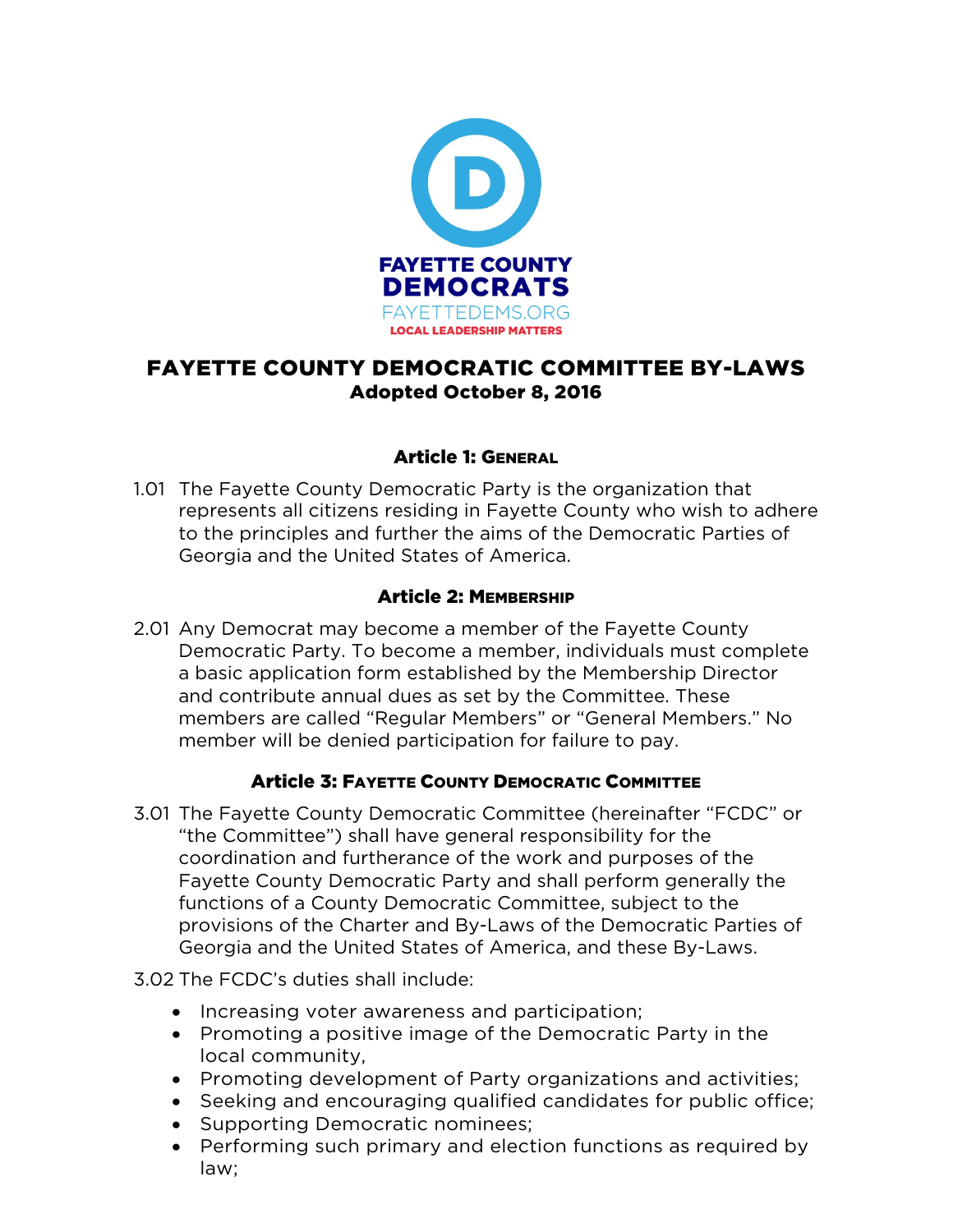FAYETTE COUNTY
DEMOCRATS
FAYETTEDEMS.ORG
LOCAL LEADERSHIP MATTERS

# FAYETTE COUNTY DEMOCRATIC COMMITTEE BY-LAWS
**Adopted October 8, 2016**

## Article 1: General

1.01 The Fayette County Democratic Party is the organization that represents all citizens residing in Fayette County who wish to adhere to the principles and further the aims of the Democratic Parties of Georgia and the United States of America.

## Article 2: Membership

2.01 Any Democrat may become a member of the Fayette County Democratic Party. To become a member, individuals must complete a basic application form established by the Membership Director and contribute annual dues as set by the Committee. These members are called "Regular Members" or "General Members." No member will be denied participation for failure to pay.

## Article 3: Fayette County Democratic Committee

3.01 The Fayette County Democratic Committee (hereinafter "FCDC" or "the Committee") shall have general responsibility for the coordination and furtherance of the work and purposes of the Fayette County Democratic Party and shall perform generally the functions of a County Democratic Committee, subject to the provisions of the Charter and By-Laws of the Democratic Parties of Georgia and the United States of America, and these By-Laws.

3.02 The FCDC's duties shall include:

- Increasing voter awareness and participation;
- Promoting a positive image of the Democratic Party in the local community,
- Promoting development of Party organizations and activities;
- Seeking and encouraging qualified candidates for public office;
- Supporting Democratic nominees;
- Performing such primary and election functions as required by law;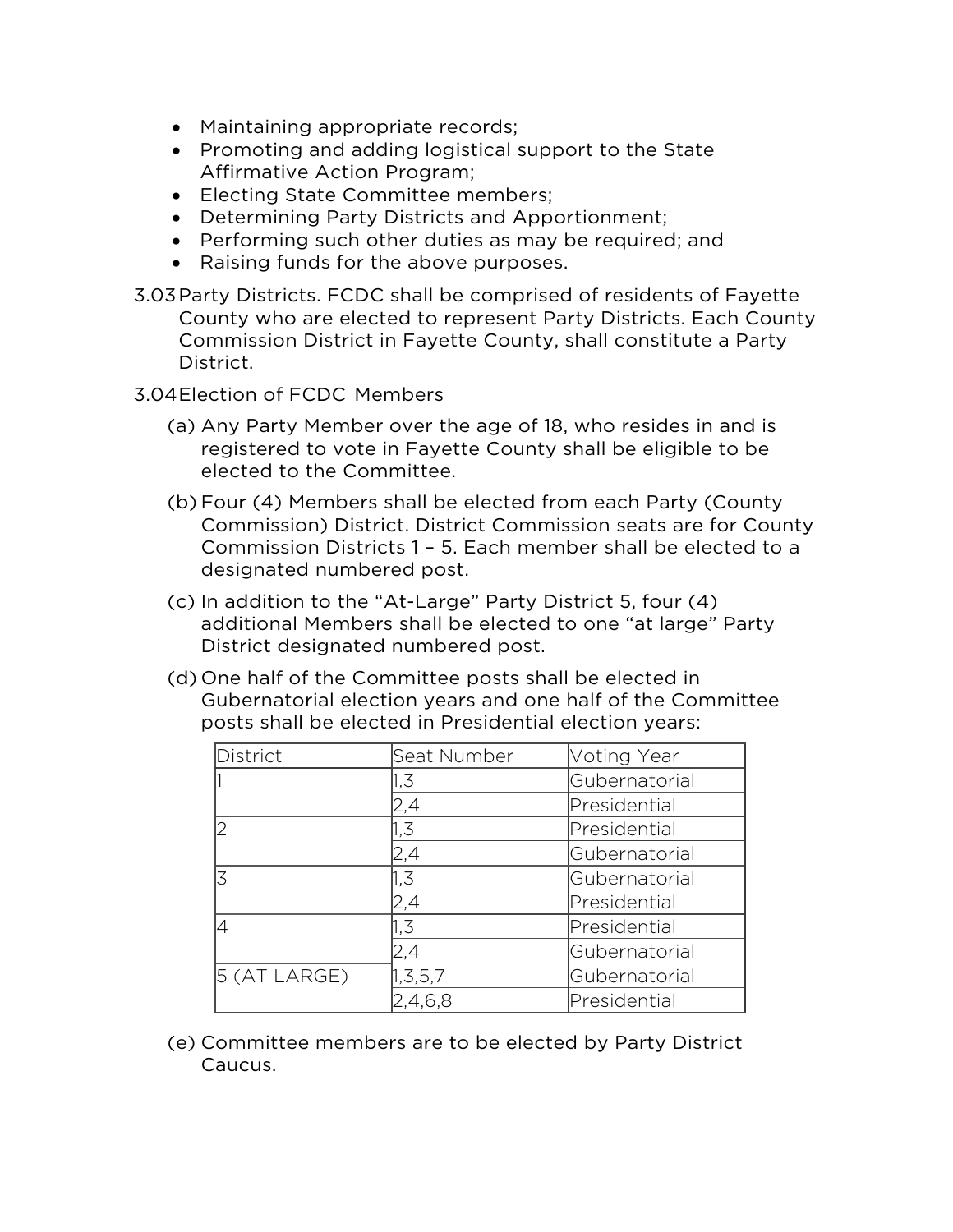- Maintaining appropriate records;
- Promoting and adding logistical support to the State Affirmative Action Program;
- Electing State Committee members;
- Determining Party Districts and Apportionment;
- Performing such other duties as may be required; and
- Raising funds for the above purposes.

3.03 Party Districts. FCDC shall be comprised of residents of Fayette County who are elected to represent Party Districts. Each County Commission District in Fayette County, shall constitute a Party District.

3.04 Election of FCDC Members

(a) Any Party Member over the age of 18, who resides in and is registered to vote in Fayette County shall be eligible to be elected to the Committee.

(b) Four (4) Members shall be elected from each Party (County Commission) District. District Commission seats are for County Commission Districts 1 – 5. Each member shall be elected to a designated numbered post.

(c) In addition to the "At-Large" Party District 5, four (4) additional Members shall be elected to one "at large" Party District designated numbered post.

(d) One half of the Committee posts shall be elected in Gubernatorial election years and one half of the Committee posts shall be elected in Presidential election years:

| District | Seat Number | Voting Year |
|---|---|---|
| 1 | 1,3 | Gubernatorial |
| | 2,4 | Presidential |
| 2 | 1,3 | Presidential |
| | 2,4 | Gubernatorial |
| 3 | 1,3 | Gubernatorial |
| | 2,4 | Presidential |
| 4 | 1,3 | Presidential |
| | 2,4 | Gubernatorial |
| 5 (AT LARGE) | 1,3,5,7 | Gubernatorial |
| | 2,4,6,8 | Presidential |

(e) Committee members are to be elected by Party District Caucus.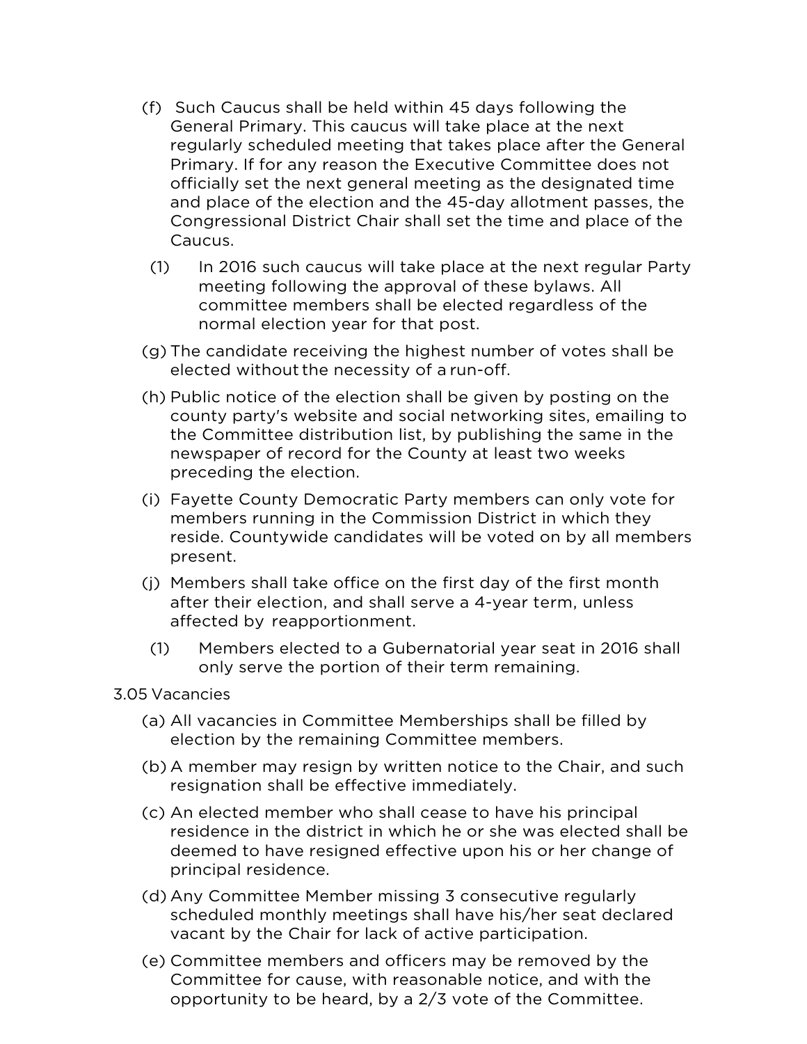(f) Such Caucus shall be held within 45 days following the General Primary. This caucus will take place at the next regularly scheduled meeting that takes place after the General Primary. If for any reason the Executive Committee does not officially set the next general meeting as the designated time and place of the election and the 45-day allotment passes, the Congressional District Chair shall set the time and place of the Caucus.

   (1) In 2016 such caucus will take place at the next regular Party meeting following the approval of these bylaws. All committee members shall be elected regardless of the normal election year for that post.

(g) The candidate receiving the highest number of votes shall be elected without the necessity of a run-off.

(h) Public notice of the election shall be given by posting on the county party's website and social networking sites, emailing to the Committee distribution list, by publishing the same in the newspaper of record for the County at least two weeks preceding the election.

(i) Fayette County Democratic Party members can only vote for members running in the Commission District in which they reside. Countywide candidates will be voted on by all members present.

(j) Members shall take office on the first day of the first month after their election, and shall serve a 4-year term, unless affected by reapportionment.

   (1) Members elected to a Gubernatorial year seat in 2016 shall only serve the portion of their term remaining.

3.05 Vacancies

(a) All vacancies in Committee Memberships shall be filled by election by the remaining Committee members.

(b) A member may resign by written notice to the Chair, and such resignation shall be effective immediately.

(c) An elected member who shall cease to have his principal residence in the district in which he or she was elected shall be deemed to have resigned effective upon his or her change of principal residence.

(d) Any Committee Member missing 3 consecutive regularly scheduled monthly meetings shall have his/her seat declared vacant by the Chair for lack of active participation.

(e) Committee members and officers may be removed by the Committee for cause, with reasonable notice, and with the opportunity to be heard, by a 2/3 vote of the Committee.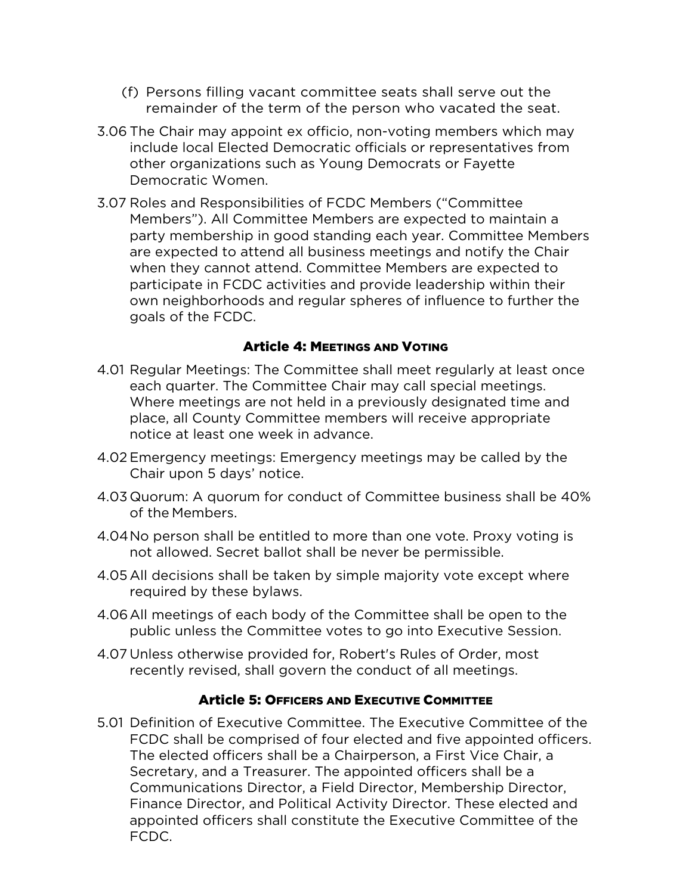(f) Persons filling vacant committee seats shall serve out the remainder of the term of the person who vacated the seat.

3.06 The Chair may appoint ex officio, non-voting members which may include local Elected Democratic officials or representatives from other organizations such as Young Democrats or Fayette Democratic Women.

3.07 Roles and Responsibilities of FCDC Members ("Committee Members"). All Committee Members are expected to maintain a party membership in good standing each year. Committee Members are expected to attend all business meetings and notify the Chair when they cannot attend. Committee Members are expected to participate in FCDC activities and provide leadership within their own neighborhoods and regular spheres of influence to further the goals of the FCDC.

## Article 4: Meetings and Voting

4.01 Regular Meetings: The Committee shall meet regularly at least once each quarter. The Committee Chair may call special meetings. Where meetings are not held in a previously designated time and place, all County Committee members will receive appropriate notice at least one week in advance.

4.02 Emergency meetings: Emergency meetings may be called by the Chair upon 5 days' notice.

4.03 Quorum: A quorum for conduct of Committee business shall be 40% of the Members.

4.04 No person shall be entitled to more than one vote. Proxy voting is not allowed. Secret ballot shall be never be permissible.

4.05 All decisions shall be taken by simple majority vote except where required by these bylaws.

4.06 All meetings of each body of the Committee shall be open to the public unless the Committee votes to go into Executive Session.

4.07 Unless otherwise provided for, Robert's Rules of Order, most recently revised, shall govern the conduct of all meetings.

## Article 5: Officers and Executive Committee

5.01 Definition of Executive Committee. The Executive Committee of the FCDC shall be comprised of four elected and five appointed officers. The elected officers shall be a Chairperson, a First Vice Chair, a Secretary, and a Treasurer. The appointed officers shall be a Communications Director, a Field Director, Membership Director, Finance Director, and Political Activity Director. These elected and appointed officers shall constitute the Executive Committee of the FCDC.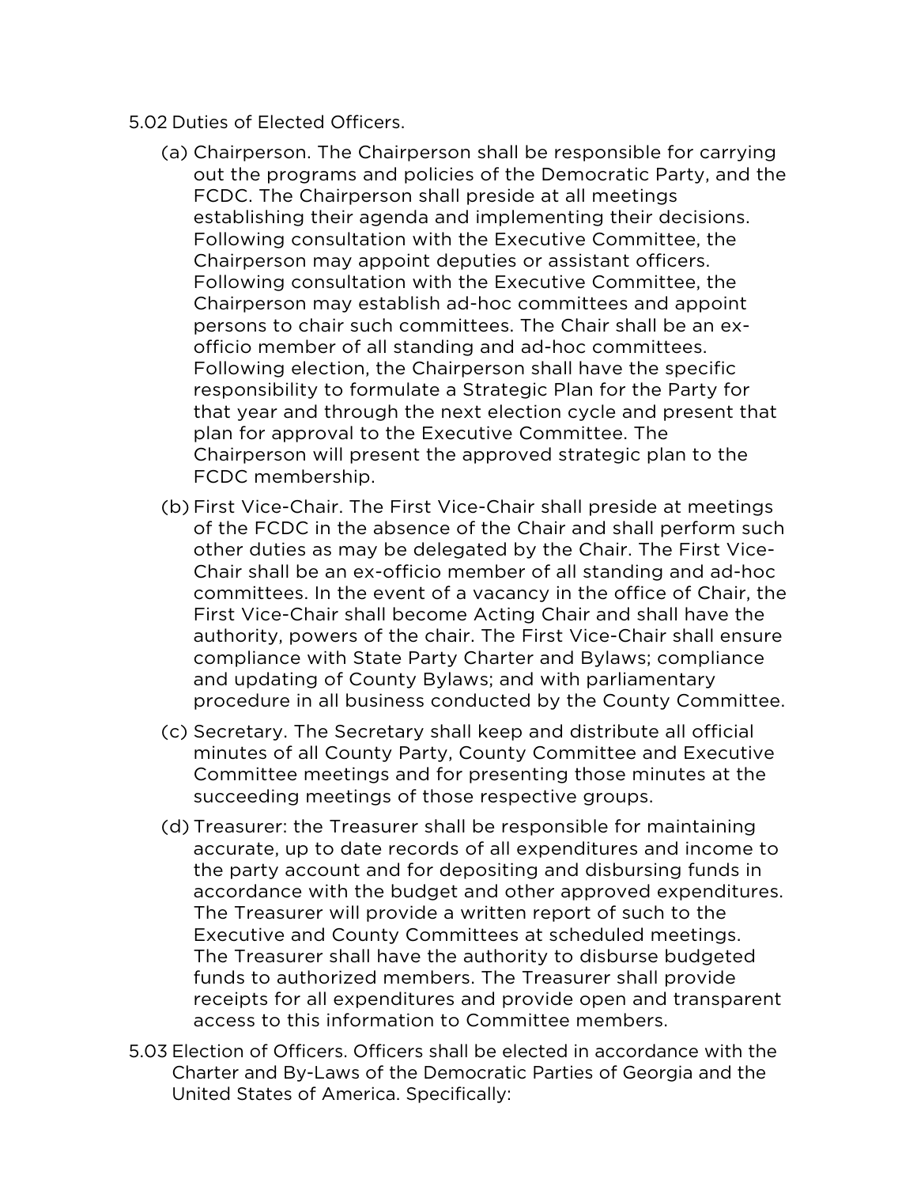5.02 Duties of Elected Officers.

(a) Chairperson. The Chairperson shall be responsible for carrying out the programs and policies of the Democratic Party, and the FCDC. The Chairperson shall preside at all meetings establishing their agenda and implementing their decisions. Following consultation with the Executive Committee, the Chairperson may appoint deputies or assistant officers. Following consultation with the Executive Committee, the Chairperson may establish ad-hoc committees and appoint persons to chair such committees. The Chair shall be an ex-officio member of all standing and ad-hoc committees. Following election, the Chairperson shall have the specific responsibility to formulate a Strategic Plan for the Party for that year and through the next election cycle and present that plan for approval to the Executive Committee. The Chairperson will present the approved strategic plan to the FCDC membership.

(b) First Vice-Chair. The First Vice-Chair shall preside at meetings of the FCDC in the absence of the Chair and shall perform such other duties as may be delegated by the Chair. The First Vice-Chair shall be an ex-officio member of all standing and ad-hoc committees. In the event of a vacancy in the office of Chair, the First Vice-Chair shall become Acting Chair and shall have the authority, powers of the chair. The First Vice-Chair shall ensure compliance with State Party Charter and Bylaws; compliance and updating of County Bylaws; and with parliamentary procedure in all business conducted by the County Committee.

(c) Secretary. The Secretary shall keep and distribute all official minutes of all County Party, County Committee and Executive Committee meetings and for presenting those minutes at the succeeding meetings of those respective groups.

(d) Treasurer: the Treasurer shall be responsible for maintaining accurate, up to date records of all expenditures and income to the party account and for depositing and disbursing funds in accordance with the budget and other approved expenditures. The Treasurer will provide a written report of such to the Executive and County Committees at scheduled meetings. The Treasurer shall have the authority to disburse budgeted funds to authorized members. The Treasurer shall provide receipts for all expenditures and provide open and transparent access to this information to Committee members.

5.03 Election of Officers. Officers shall be elected in accordance with the Charter and By-Laws of the Democratic Parties of Georgia and the United States of America. Specifically: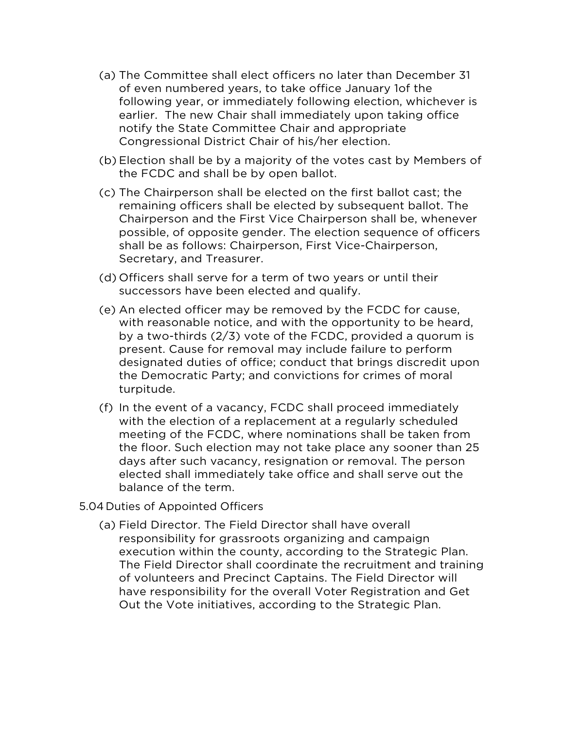(a) The Committee shall elect officers no later than December 31 of even numbered years, to take office January 1of the following year, or immediately following election, whichever is earlier. The new Chair shall immediately upon taking office notify the State Committee Chair and appropriate Congressional District Chair of his/her election.

(b) Election shall be by a majority of the votes cast by Members of the FCDC and shall be by open ballot.

(c) The Chairperson shall be elected on the first ballot cast; the remaining officers shall be elected by subsequent ballot. The Chairperson and the First Vice Chairperson shall be, whenever possible, of opposite gender. The election sequence of officers shall be as follows: Chairperson, First Vice-Chairperson, Secretary, and Treasurer.

(d) Officers shall serve for a term of two years or until their successors have been elected and qualify.

(e) An elected officer may be removed by the FCDC for cause, with reasonable notice, and with the opportunity to be heard, by a two-thirds (2/3) vote of the FCDC, provided a quorum is present. Cause for removal may include failure to perform designated duties of office; conduct that brings discredit upon the Democratic Party; and convictions for crimes of moral turpitude.

(f) In the event of a vacancy, FCDC shall proceed immediately with the election of a replacement at a regularly scheduled meeting of the FCDC, where nominations shall be taken from the floor. Such election may not take place any sooner than 25 days after such vacancy, resignation or removal. The person elected shall immediately take office and shall serve out the balance of the term.

5.04 Duties of Appointed Officers

(a) Field Director. The Field Director shall have overall responsibility for grassroots organizing and campaign execution within the county, according to the Strategic Plan. The Field Director shall coordinate the recruitment and training of volunteers and Precinct Captains. The Field Director will have responsibility for the overall Voter Registration and Get Out the Vote initiatives, according to the Strategic Plan.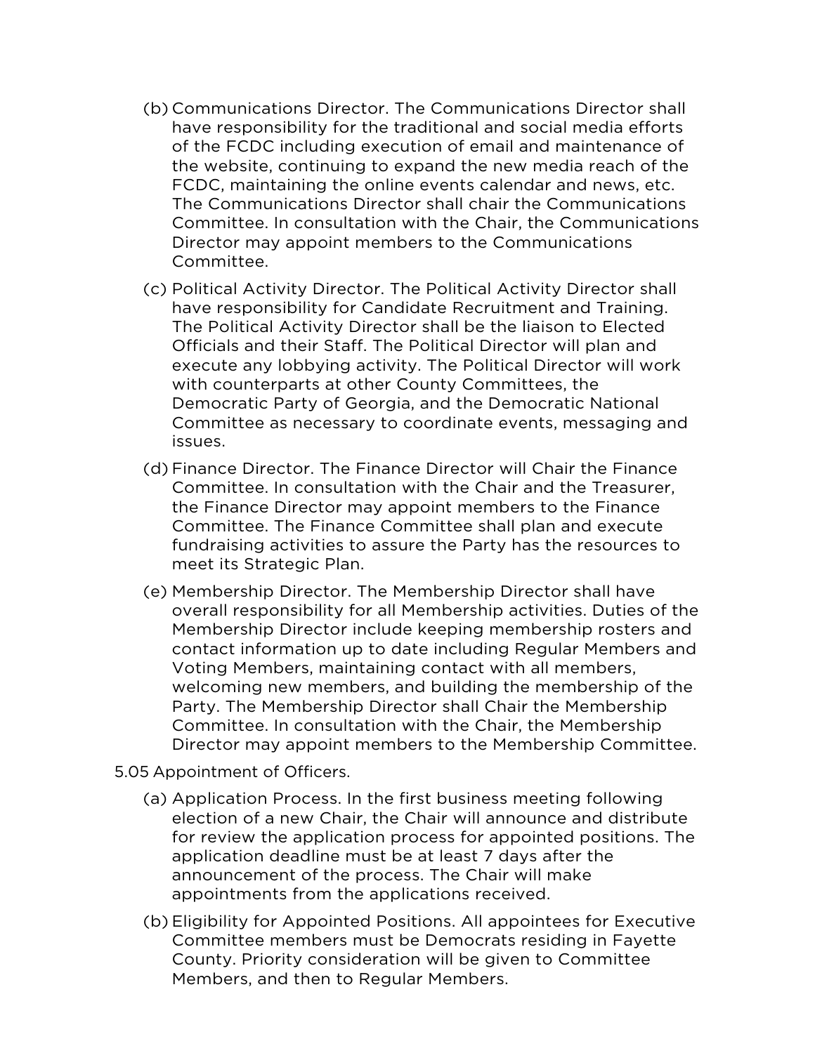(b) Communications Director. The Communications Director shall have responsibility for the traditional and social media efforts of the FCDC including execution of email and maintenance of the website, continuing to expand the new media reach of the FCDC, maintaining the online events calendar and news, etc. The Communications Director shall chair the Communications Committee. In consultation with the Chair, the Communications Director may appoint members to the Communications Committee.

(c) Political Activity Director. The Political Activity Director shall have responsibility for Candidate Recruitment and Training. The Political Activity Director shall be the liaison to Elected Officials and their Staff. The Political Director will plan and execute any lobbying activity. The Political Director will work with counterparts at other County Committees, the Democratic Party of Georgia, and the Democratic National Committee as necessary to coordinate events, messaging and issues.

(d) Finance Director. The Finance Director will Chair the Finance Committee. In consultation with the Chair and the Treasurer, the Finance Director may appoint members to the Finance Committee. The Finance Committee shall plan and execute fundraising activities to assure the Party has the resources to meet its Strategic Plan.

(e) Membership Director. The Membership Director shall have overall responsibility for all Membership activities. Duties of the Membership Director include keeping membership rosters and contact information up to date including Regular Members and Voting Members, maintaining contact with all members, welcoming new members, and building the membership of the Party. The Membership Director shall Chair the Membership Committee. In consultation with the Chair, the Membership Director may appoint members to the Membership Committee.

5.05 Appointment of Officers.

(a) Application Process. In the first business meeting following election of a new Chair, the Chair will announce and distribute for review the application process for appointed positions. The application deadline must be at least 7 days after the announcement of the process. The Chair will make appointments from the applications received.

(b) Eligibility for Appointed Positions. All appointees for Executive Committee members must be Democrats residing in Fayette County. Priority consideration will be given to Committee Members, and then to Regular Members.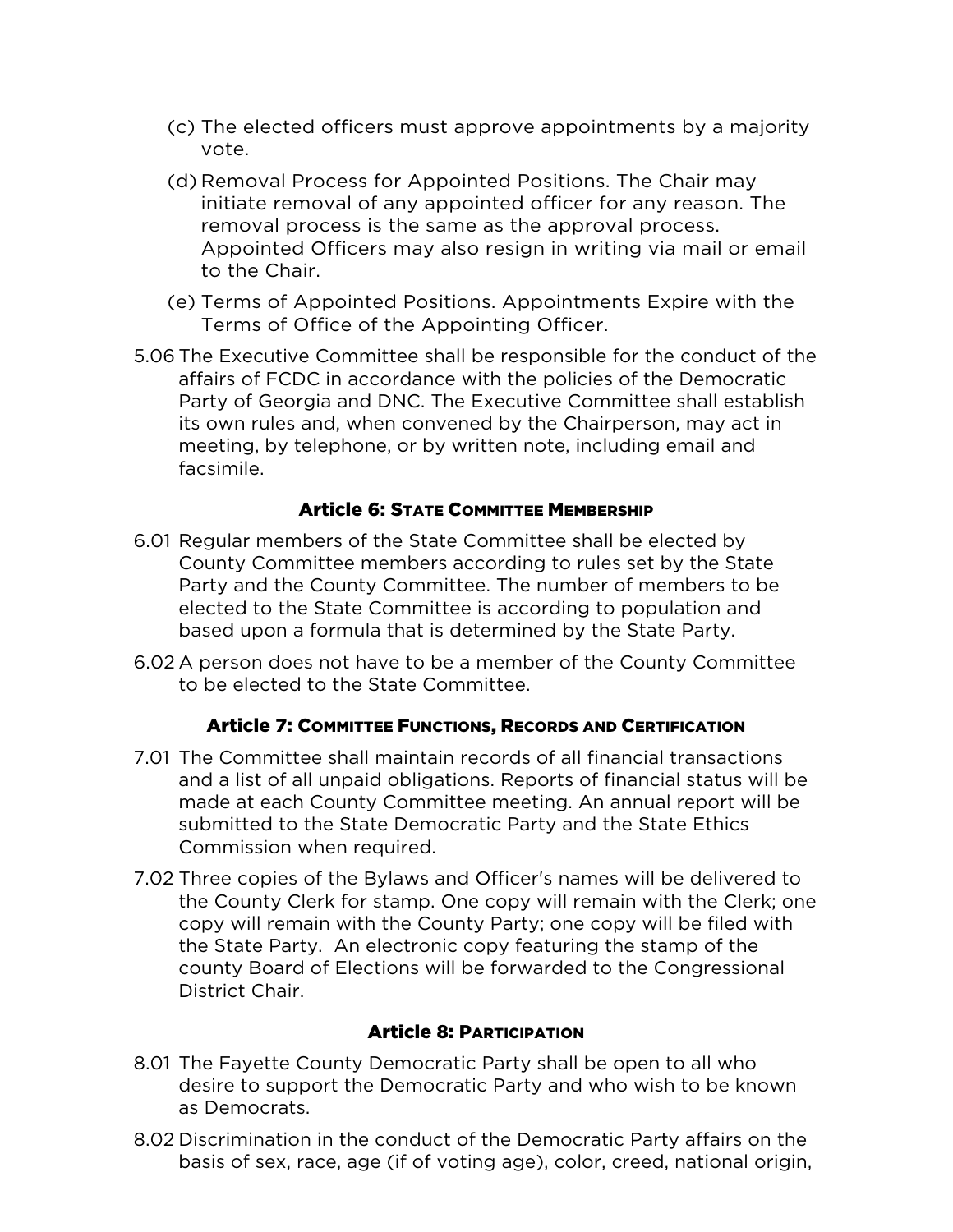(c) The elected officers must approve appointments by a majority vote.

(d) Removal Process for Appointed Positions. The Chair may initiate removal of any appointed officer for any reason. The removal process is the same as the approval process. Appointed Officers may also resign in writing via mail or email to the Chair.

(e) Terms of Appointed Positions. Appointments Expire with the Terms of Office of the Appointing Officer.

5.06 The Executive Committee shall be responsible for the conduct of the affairs of FCDC in accordance with the policies of the Democratic Party of Georgia and DNC. The Executive Committee shall establish its own rules and, when convened by the Chairperson, may act in meeting, by telephone, or by written note, including email and facsimile.

### Article 6: State Committee Membership

6.01 Regular members of the State Committee shall be elected by County Committee members according to rules set by the State Party and the County Committee. The number of members to be elected to the State Committee is according to population and based upon a formula that is determined by the State Party.

6.02 A person does not have to be a member of the County Committee to be elected to the State Committee.

### Article 7: Committee Functions, Records and Certification

7.01 The Committee shall maintain records of all financial transactions and a list of all unpaid obligations. Reports of financial status will be made at each County Committee meeting. An annual report will be submitted to the State Democratic Party and the State Ethics Commission when required.

7.02 Three copies of the Bylaws and Officer's names will be delivered to the County Clerk for stamp. One copy will remain with the Clerk; one copy will remain with the County Party; one copy will be filed with the State Party. An electronic copy featuring the stamp of the county Board of Elections will be forwarded to the Congressional District Chair.

### Article 8: Participation

8.01 The Fayette County Democratic Party shall be open to all who desire to support the Democratic Party and who wish to be known as Democrats.

8.02 Discrimination in the conduct of the Democratic Party affairs on the basis of sex, race, age (if of voting age), color, creed, national origin,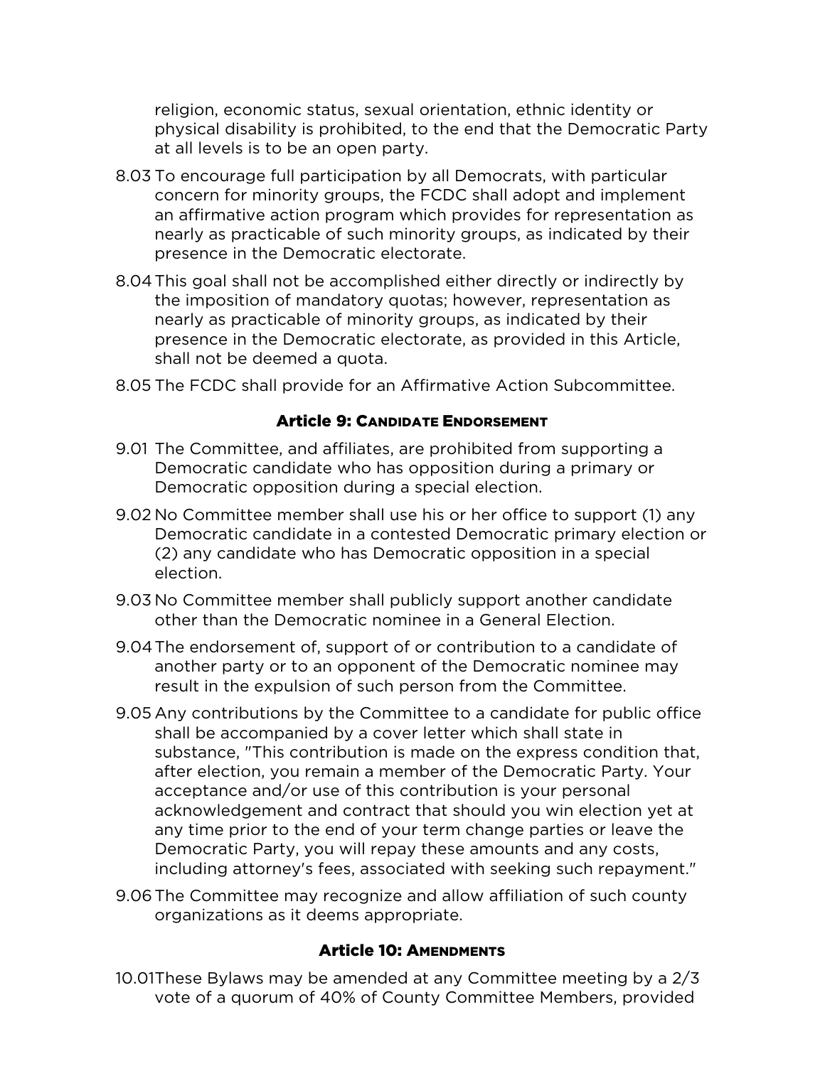religion, economic status, sexual orientation, ethnic identity or physical disability is prohibited, to the end that the Democratic Party at all levels is to be an open party.

8.03 To encourage full participation by all Democrats, with particular concern for minority groups, the FCDC shall adopt and implement an affirmative action program which provides for representation as nearly as practicable of such minority groups, as indicated by their presence in the Democratic electorate.

8.04 This goal shall not be accomplished either directly or indirectly by the imposition of mandatory quotas; however, representation as nearly as practicable of minority groups, as indicated by their presence in the Democratic electorate, as provided in this Article, shall not be deemed a quota.

8.05 The FCDC shall provide for an Affirmative Action Subcommittee.

## Article 9: Candidate Endorsement

9.01 The Committee, and affiliates, are prohibited from supporting a Democratic candidate who has opposition during a primary or Democratic opposition during a special election.

9.02 No Committee member shall use his or her office to support (1) any Democratic candidate in a contested Democratic primary election or (2) any candidate who has Democratic opposition in a special election.

9.03 No Committee member shall publicly support another candidate other than the Democratic nominee in a General Election.

9.04 The endorsement of, support of or contribution to a candidate of another party or to an opponent of the Democratic nominee may result in the expulsion of such person from the Committee.

9.05 Any contributions by the Committee to a candidate for public office shall be accompanied by a cover letter which shall state in substance, "This contribution is made on the express condition that, after election, you remain a member of the Democratic Party. Your acceptance and/or use of this contribution is your personal acknowledgement and contract that should you win election yet at any time prior to the end of your term change parties or leave the Democratic Party, you will repay these amounts and any costs, including attorney's fees, associated with seeking such repayment."

9.06 The Committee may recognize and allow affiliation of such county organizations as it deems appropriate.

## Article 10: Amendments

10.01 These Bylaws may be amended at any Committee meeting by a 2/3 vote of a quorum of 40% of County Committee Members, provided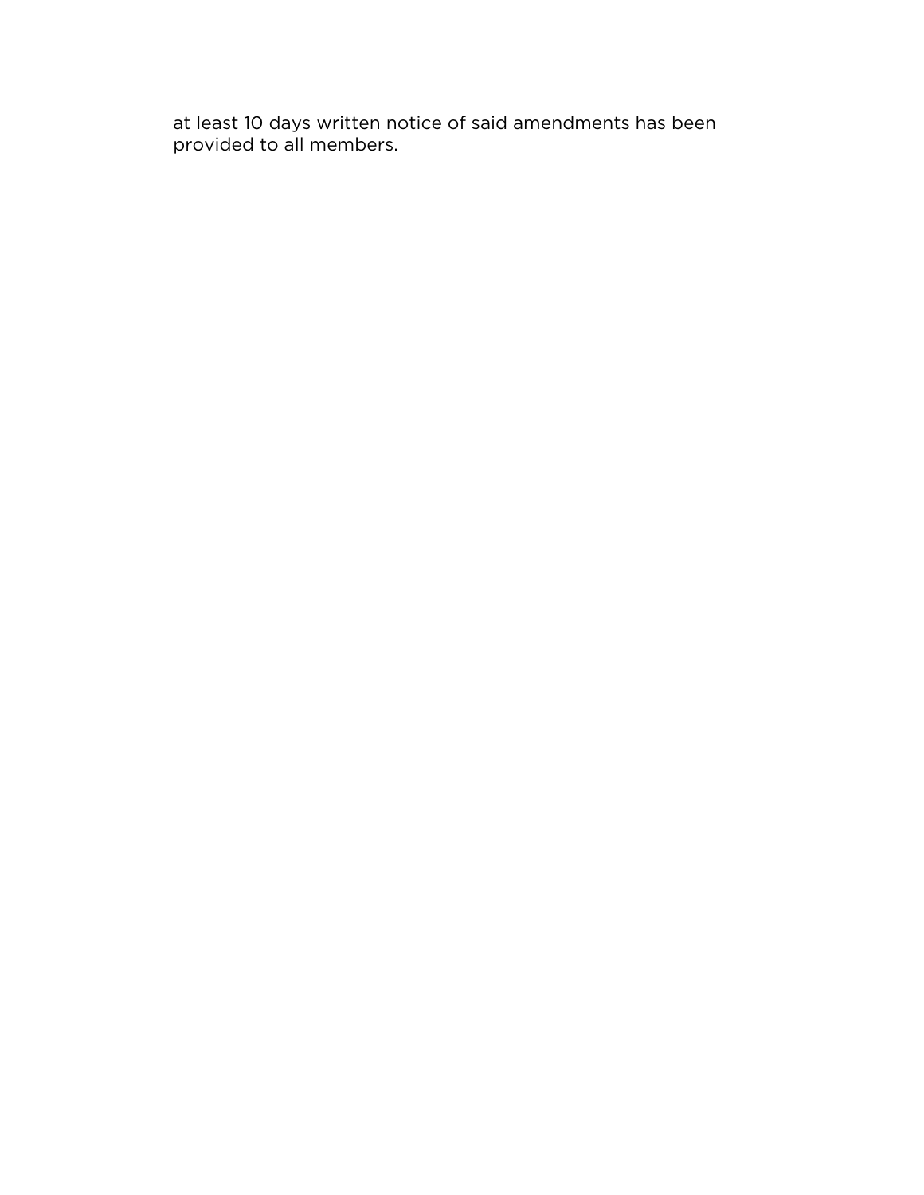at least 10 days written notice of said amendments has been provided to all members.